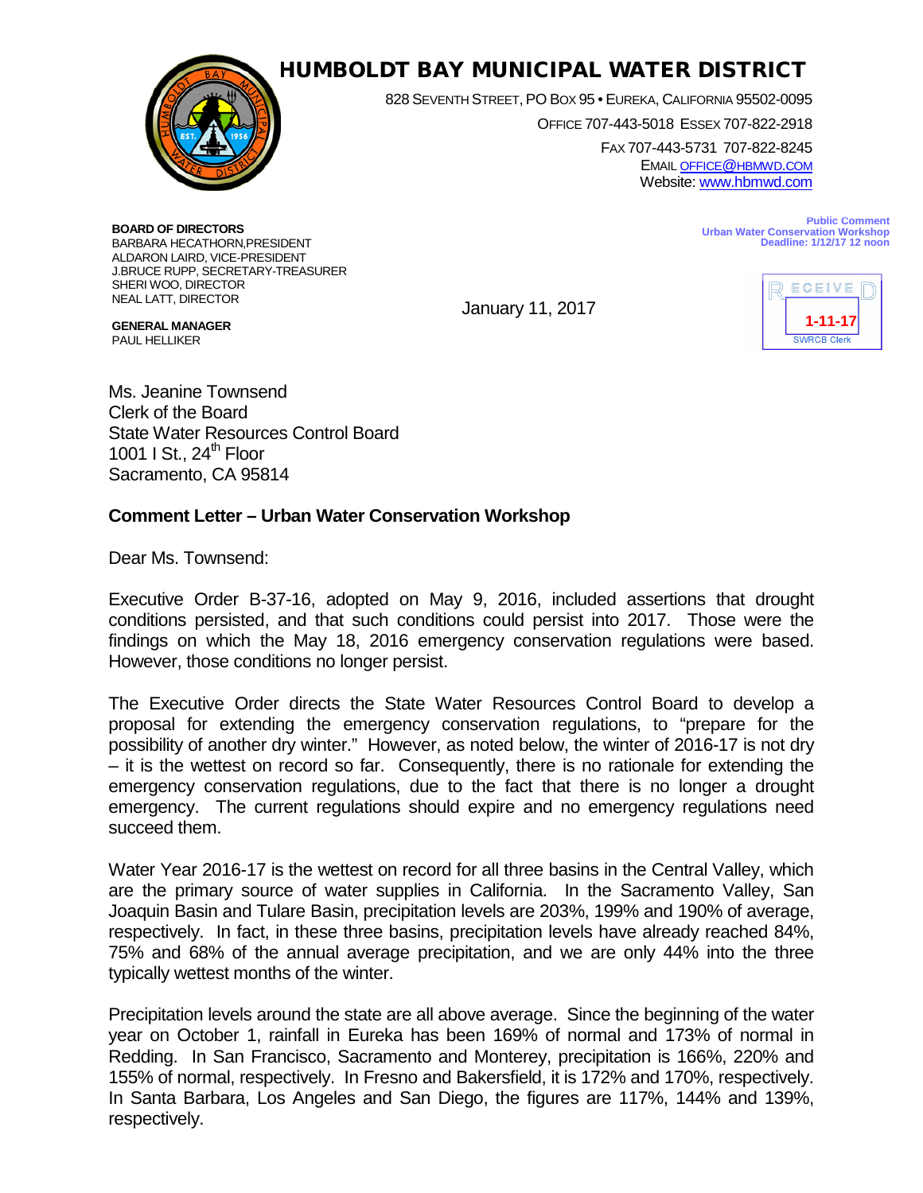# HUMBOLDT BAY MUNICIPAL WATER DISTRICT

828 SEVENTH STREET, PO BOX 95 • EUREKA, CALIFORNIA 95502-0095
OFFICE 707-443-5018 ESSEX 707-822-2918
FAX 707-443-5731 707-822-8245
EMAIL OFFICE@HBMWD.COM
Website: www.hbmwd.com

**BOARD OF DIRECTORS**
BARBARA HECATHORN, PRESIDENT
ALDARON LAIRD, VICE-PRESIDENT
J.BRUCE RUPP, SECRETARY-TREASURER
SHERI WOO, DIRECTOR
NEAL LATT, DIRECTOR

**GENERAL MANAGER**
PAUL HELLIKER

**Public Comment**
**Urban Water Conservation Workshop**
**Deadline: 1/12/17 12 noon**

RECEIVED
1-11-17
SWRCB Clerk

January 11, 2017

Ms. Jeanine Townsend
Clerk of the Board
State Water Resources Control Board
1001 I St., 24th Floor
Sacramento, CA 95814

**Comment Letter – Urban Water Conservation Workshop**

Dear Ms. Townsend:

Executive Order B-37-16, adopted on May 9, 2016, included assertions that drought conditions persisted, and that such conditions could persist into 2017. Those were the findings on which the May 18, 2016 emergency conservation regulations were based. However, those conditions no longer persist.

The Executive Order directs the State Water Resources Control Board to develop a proposal for extending the emergency conservation regulations, to "prepare for the possibility of another dry winter." However, as noted below, the winter of 2016-17 is not dry – it is the wettest on record so far. Consequently, there is no rationale for extending the emergency conservation regulations, due to the fact that there is no longer a drought emergency. The current regulations should expire and no emergency regulations need succeed them.

Water Year 2016-17 is the wettest on record for all three basins in the Central Valley, which are the primary source of water supplies in California. In the Sacramento Valley, San Joaquin Basin and Tulare Basin, precipitation levels are 203%, 199% and 190% of average, respectively. In fact, in these three basins, precipitation levels have already reached 84%, 75% and 68% of the annual average precipitation, and we are only 44% into the three typically wettest months of the winter.

Precipitation levels around the state are all above average. Since the beginning of the water year on October 1, rainfall in Eureka has been 169% of normal and 173% of normal in Redding. In San Francisco, Sacramento and Monterey, precipitation is 166%, 220% and 155% of normal, respectively. In Fresno and Bakersfield, it is 172% and 170%, respectively. In Santa Barbara, Los Angeles and San Diego, the figures are 117%, 144% and 139%, respectively.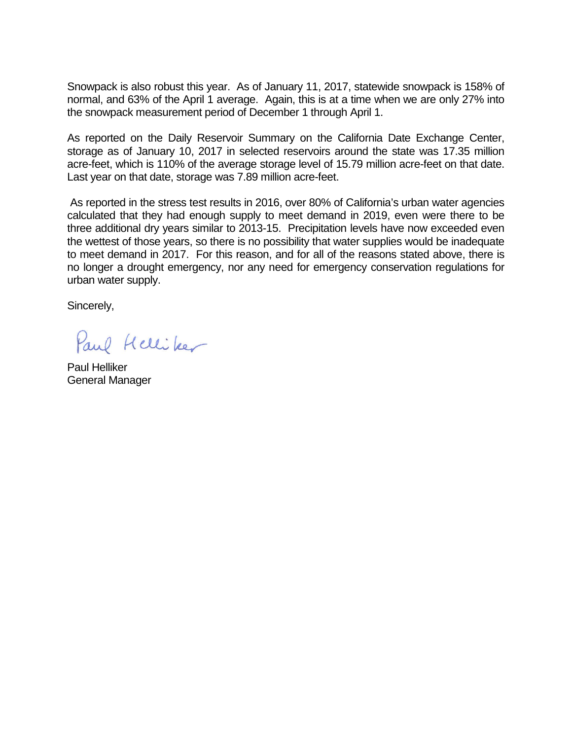Snowpack is also robust this year. As of January 11, 2017, statewide snowpack is 158% of normal, and 63% of the April 1 average. Again, this is at a time when we are only 27% into the snowpack measurement period of December 1 through April 1.

As reported on the Daily Reservoir Summary on the California Date Exchange Center, storage as of January 10, 2017 in selected reservoirs around the state was 17.35 million acre-feet, which is 110% of the average storage level of 15.79 million acre-feet on that date. Last year on that date, storage was 7.89 million acre-feet.

As reported in the stress test results in 2016, over 80% of California's urban water agencies calculated that they had enough supply to meet demand in 2019, even were there to be three additional dry years similar to 2013-15. Precipitation levels have now exceeded even the wettest of those years, so there is no possibility that water supplies would be inadequate to meet demand in 2017. For this reason, and for all of the reasons stated above, there is no longer a drought emergency, nor any need for emergency conservation regulations for urban water supply.

Sincerely,

Paul Helliker

Paul Helliker
General Manager